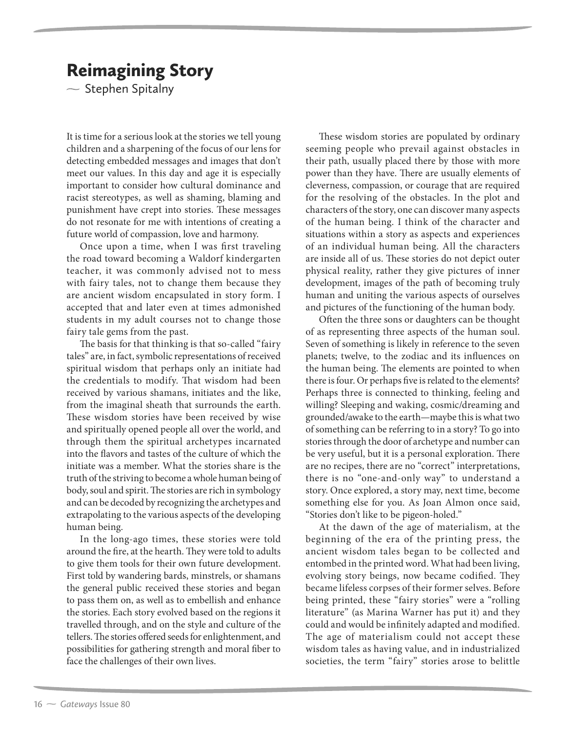# Reimagining Story

~ Stephen Spitalny

It is time for a serious look at the stories we tell young children and a sharpening of the focus of our lens for detecting embedded messages and images that don't meet our values. In this day and age it is especially important to consider how cultural dominance and racist stereotypes, as well as shaming, blaming and punishment have crept into stories. These messages do not resonate for me with intentions of creating a future world of compassion, love and harmony.

Once upon a time, when I was first traveling the road toward becoming a Waldorf kindergarten teacher, it was commonly advised not to mess with fairy tales, not to change them because they are ancient wisdom encapsulated in story form. I accepted that and later even at times admonished students in my adult courses not to change those fairy tale gems from the past.

The basis for that thinking is that so-called "fairy tales" are, in fact, symbolic representations of received spiritual wisdom that perhaps only an initiate had the credentials to modify. That wisdom had been received by various shamans, initiates and the like, from the imaginal sheath that surrounds the earth. These wisdom stories have been received by wise and spiritually opened people all over the world, and through them the spiritual archetypes incarnated into the flavors and tastes of the culture of which the initiate was a member. What the stories share is the truth of the striving to become a whole human being of body, soul and spirit. The stories are rich in symbology and can be decoded by recognizing the archetypes and extrapolating to the various aspects of the developing human being.

In the long-ago times, these stories were told around the fire, at the hearth. They were told to adults to give them tools for their own future development. First told by wandering bards, minstrels, or shamans the general public received these stories and began to pass them on, as well as to embellish and enhance the stories. Each story evolved based on the regions it travelled through, and on the style and culture of the tellers. The stories offered seeds for enlightenment, and possibilities for gathering strength and moral fiber to face the challenges of their own lives.

These wisdom stories are populated by ordinary seeming people who prevail against obstacles in their path, usually placed there by those with more power than they have. There are usually elements of cleverness, compassion, or courage that are required for the resolving of the obstacles. In the plot and characters of the story, one can discover many aspects of the human being. I think of the character and situations within a story as aspects and experiences of an individual human being. All the characters are inside all of us. These stories do not depict outer physical reality, rather they give pictures of inner development, images of the path of becoming truly human and uniting the various aspects of ourselves and pictures of the functioning of the human body.

Often the three sons or daughters can be thought of as representing three aspects of the human soul. Seven of something is likely in reference to the seven planets; twelve, to the zodiac and its influences on the human being. The elements are pointed to when there is four. Or perhaps five is related to the elements? Perhaps three is connected to thinking, feeling and willing? Sleeping and waking, cosmic/dreaming and grounded/awake to the earth—maybe this is what two of something can be referring to in a story? To go into stories through the door of archetype and number can be very useful, but it is a personal exploration. There are no recipes, there are no "correct" interpretations, there is no "one-and-only way" to understand a story. Once explored, a story may, next time, become something else for you. As Joan Almon once said, "Stories don't like to be pigeon-holed."

At the dawn of the age of materialism, at the beginning of the era of the printing press, the ancient wisdom tales began to be collected and entombed in the printed word. What had been living, evolving story beings, now became codified. They became lifeless corpses of their former selves. Before being printed, these "fairy stories" were a "rolling literature" (as Marina Warner has put it) and they could and would be infinitely adapted and modified. The age of materialism could not accept these wisdom tales as having value, and in industrialized societies, the term "fairy" stories arose to belittle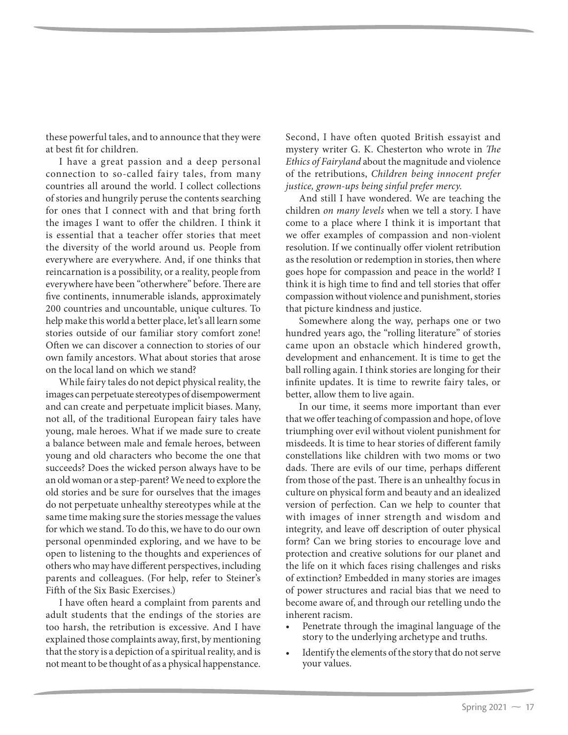these powerful tales, and to announce that they were at best fit for children.

I have a great passion and a deep personal connection to so-called fairy tales, from many countries all around the world. I collect collections of stories and hungrily peruse the contents searching for ones that I connect with and that bring forth the images I want to offer the children. I think it is essential that a teacher offer stories that meet the diversity of the world around us. People from everywhere are everywhere. And, if one thinks that reincarnation is a possibility, or a reality, people from everywhere have been "otherwhere" before. There are five continents, innumerable islands, approximately 200 countries and uncountable, unique cultures. To help make this world a better place, let's all learn some stories outside of our familiar story comfort zone! Often we can discover a connection to stories of our own family ancestors. What about stories that arose on the local land on which we stand?

While fairy tales do not depict physical reality, the images can perpetuate stereotypes of disempowerment and can create and perpetuate implicit biases. Many, not all, of the traditional European fairy tales have young, male heroes. What if we made sure to create a balance between male and female heroes, between young and old characters who become the one that succeeds? Does the wicked person always have to be an old woman or a step-parent? We need to explore the old stories and be sure for ourselves that the images do not perpetuate unhealthy stereotypes while at the same time making sure the stories message the values for which we stand. To do this, we have to do our own personal openminded exploring, and we have to be open to listening to the thoughts and experiences of others who may have different perspectives, including parents and colleagues. (For help, refer to Steiner's Fifth of the Six Basic Exercises.)

I have often heard a complaint from parents and adult students that the endings of the stories are too harsh, the retribution is excessive. And I have explained those complaints away, first, by mentioning that the story is a depiction of a spiritual reality, and is not meant to be thought of as a physical happenstance. Second, I have often quoted British essayist and mystery writer G. K. Chesterton who wrote in *The Ethics of Fairyland* about the magnitude and violence of the retributions, *Children being innocent prefer justice, grown-ups being sinful prefer mercy.*

And still I have wondered. We are teaching the children *on many levels* when we tell a story. I have come to a place where I think it is important that we offer examples of compassion and non-violent resolution. If we continually offer violent retribution as the resolution or redemption in stories, then where goes hope for compassion and peace in the world? I think it is high time to find and tell stories that offer compassion without violence and punishment, stories that picture kindness and justice.

Somewhere along the way, perhaps one or two hundred years ago, the "rolling literature" of stories came upon an obstacle which hindered growth, development and enhancement. It is time to get the ball rolling again. I think stories are longing for their infinite updates. It is time to rewrite fairy tales, or better, allow them to live again.

In our time, it seems more important than ever that we offer teaching of compassion and hope, of love triumphing over evil without violent punishment for misdeeds. It is time to hear stories of different family constellations like children with two moms or two dads. There are evils of our time, perhaps different from those of the past. There is an unhealthy focus in culture on physical form and beauty and an idealized version of perfection. Can we help to counter that with images of inner strength and wisdom and integrity, and leave off description of outer physical form? Can we bring stories to encourage love and protection and creative solutions for our planet and the life on it which faces rising challenges and risks of extinction? Embedded in many stories are images of power structures and racial bias that we need to become aware of, and through our retelling undo the inherent racism.

- Penetrate through the imaginal language of the story to the underlying archetype and truths.
- Identify the elements of the story that do not serve your values.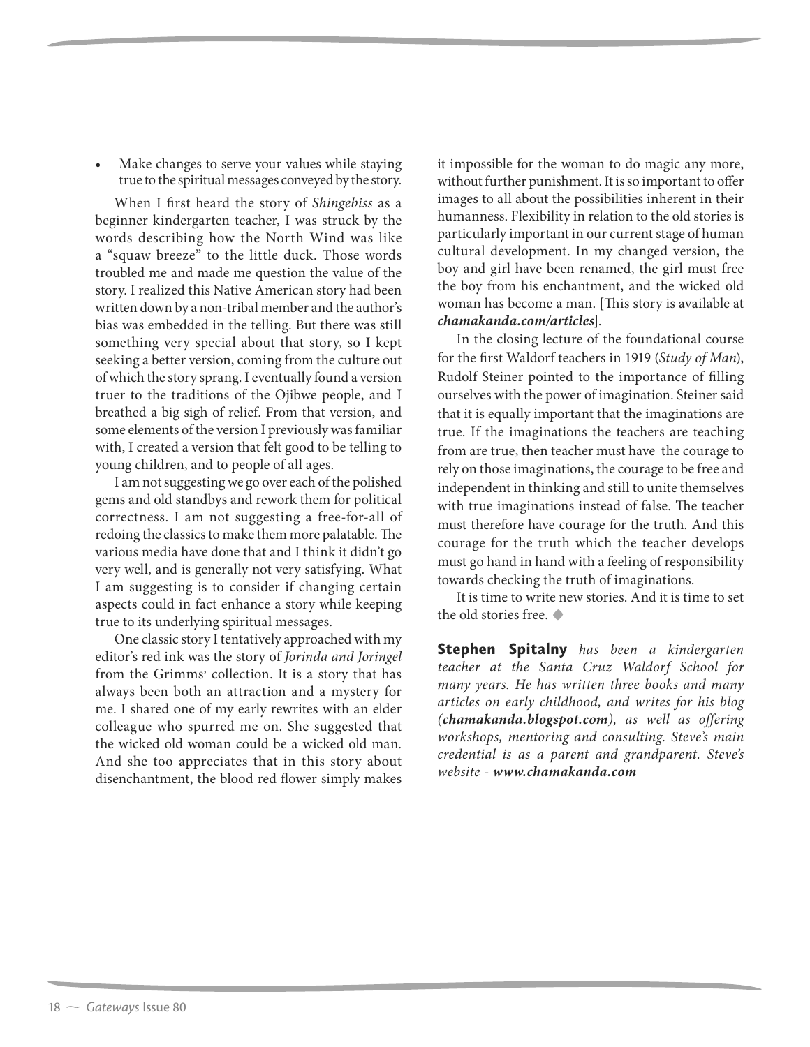- Make changes to serve your values while staying true to the spiritual messages conveyed by the story.

When I first heard the story of *Shingebiss* as a beginner kindergarten teacher, I was struck by the words describing how the North Wind was like a "squaw breeze" to the little duck. Those words troubled me and made me question the value of the story. I realized this Native American story had been written down by a non-tribal member and the author's bias was embedded in the telling. But there was still something very special about that story, so I kept seeking a better version, coming from the culture out of which the story sprang. I eventually found a version truer to the traditions of the Ojibwe people, and I breathed a big sigh of relief. From that version, and some elements of the version I previously was familiar with, I created a version that felt good to be telling to young children, and to people of all ages.

I am not suggesting we go over each of the polished gems and old standbys and rework them for political correctness. I am not suggesting a free-for-all of redoing the classics to make them more palatable. The various media have done that and I think it didn't go very well, and is generally not very satisfying. What I am suggesting is to consider if changing certain aspects could in fact enhance a story while keeping true to its underlying spiritual messages.

One classic story I tentatively approached with my editor's red ink was the story of *Jorinda and Joringel* from the Grimms' collection. It is a story that has always been both an attraction and a mystery for me. I shared one of my early rewrites with an elder colleague who spurred me on. She suggested that the wicked old woman could be a wicked old man. And she too appreciates that in this story about disenchantment, the blood red flower simply makes it impossible for the woman to do magic any more, without further punishment. It is so important to offer images to all about the possibilities inherent in their humanness. Flexibility in relation to the old stories is particularly important in our current stage of human cultural development. In my changed version, the boy and girl have been renamed, the girl must free the boy from his enchantment, and the wicked old woman has become a man. [This story is available at ***chamakanda.com/articles***].

In the closing lecture of the foundational course for the first Waldorf teachers in 1919 (*Study of Man*), Rudolf Steiner pointed to the importance of filling ourselves with the power of imagination. Steiner said that it is equally important that the imaginations are true. If the imaginations the teachers are teaching from are true, then teacher must have the courage to rely on those imaginations, the courage to be free and independent in thinking and still to unite themselves with true imaginations instead of false. The teacher must therefore have courage for the truth. And this courage for the truth which the teacher develops must go hand in hand with a feeling of responsibility towards checking the truth of imaginations.

It is time to write new stories. And it is time to set the old stories free. ◆

**Stephen Spitalny** *has been a kindergarten teacher at the Santa Cruz Waldorf School for many years. He has written three books and many articles on early childhood, and writes for his blog (**chamakanda.blogspot.com**), as well as offering workshops, mentoring and consulting. Steve's main credential is as a parent and grandparent. Steve's website - **www.chamakanda.com***